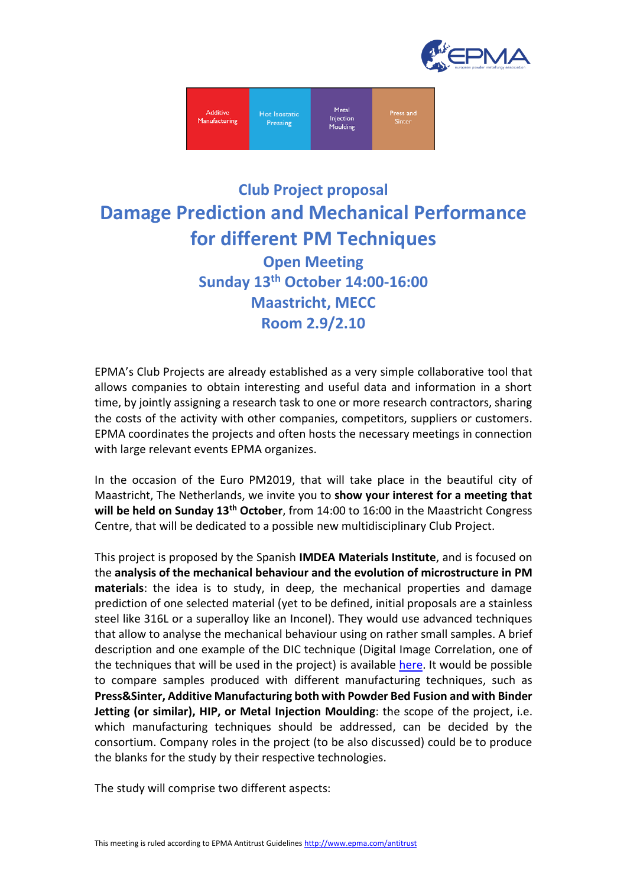Additive Manufacturing | Hot Isostatic Pressing | Metal Injection Moulding | Press and Sinter

## Club Project proposal

# Damage Prediction and Mechanical Performance for different PM Techniques

### Open Meeting
### Sunday 13th October 14:00-16:00
### Maastricht, MECC
### Room 2.9/2.10

EPMA's Club Projects are already established as a very simple collaborative tool that allows companies to obtain interesting and useful data and information in a short time, by jointly assigning a research task to one or more research contractors, sharing the costs of the activity with other companies, competitors, suppliers or customers. EPMA coordinates the projects and often hosts the necessary meetings in connection with large relevant events EPMA organizes.

In the occasion of the Euro PM2019, that will take place in the beautiful city of Maastricht, The Netherlands, we invite you to **show your interest for a meeting that will be held on Sunday 13th October**, from 14:00 to 16:00 in the Maastricht Congress Centre, that will be dedicated to a possible new multidisciplinary Club Project.

This project is proposed by the Spanish **IMDEA Materials Institute**, and is focused on the **analysis of the mechanical behaviour and the evolution of microstructure in PM materials**: the idea is to study, in deep, the mechanical properties and damage prediction of one selected material (yet to be defined, initial proposals are a stainless steel like 316L or a superalloy like an Inconel). They would use advanced techniques that allow to analyse the mechanical behaviour using on rather small samples. A brief description and one example of the DIC technique (Digital Image Correlation, one of the techniques that will be used in the project) is available here. It would be possible to compare samples produced with different manufacturing techniques, such as **Press&Sinter, Additive Manufacturing both with Powder Bed Fusion and with Binder Jetting (or similar), HIP, or Metal Injection Moulding**: the scope of the project, i.e. which manufacturing techniques should be addressed, can be decided by the consortium. Company roles in the project (to be also discussed) could be to produce the blanks for the study by their respective technologies.

The study will comprise two different aspects: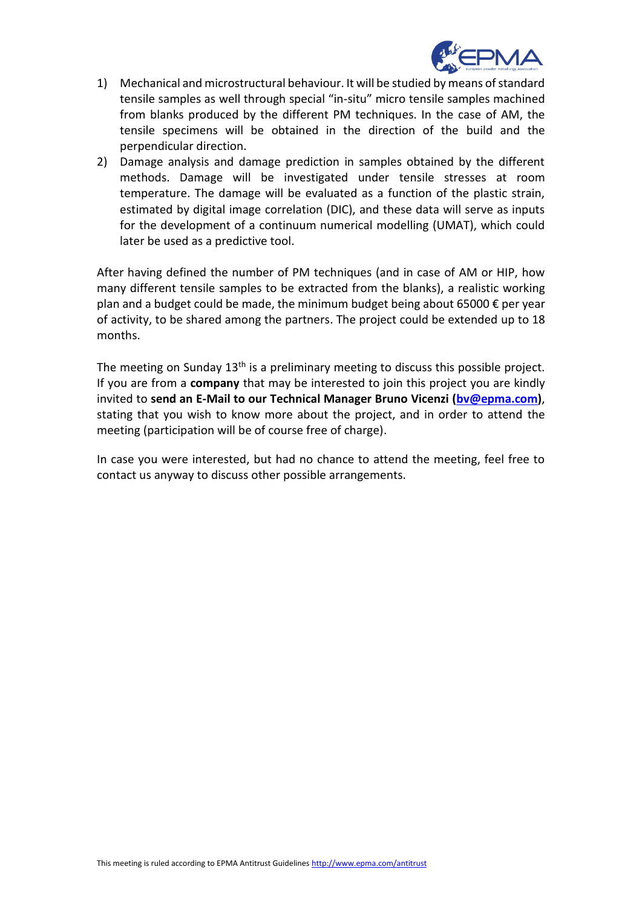1) Mechanical and microstructural behaviour. It will be studied by means of standard tensile samples as well through special “in-situ” micro tensile samples machined from blanks produced by the different PM techniques. In the case of AM, the tensile specimens will be obtained in the direction of the build and the perpendicular direction.
2) Damage analysis and damage prediction in samples obtained by the different methods. Damage will be investigated under tensile stresses at room temperature. The damage will be evaluated as a function of the plastic strain, estimated by digital image correlation (DIC), and these data will serve as inputs for the development of a continuum numerical modelling (UMAT), which could later be used as a predictive tool.

After having defined the number of PM techniques (and in case of AM or HIP, how many different tensile samples to be extracted from the blanks), a realistic working plan and a budget could be made, the minimum budget being about 65000 € per year of activity, to be shared among the partners. The project could be extended up to 18 months.

The meeting on Sunday 13th is a preliminary meeting to discuss this possible project. If you are from a **company** that may be interested to join this project you are kindly invited to **send an E-Mail to our Technical Manager Bruno Vicenzi (bv@epma.com)**, stating that you wish to know more about the project, and in order to attend the meeting (participation will be of course free of charge).

In case you were interested, but had no chance to attend the meeting, feel free to contact us anyway to discuss other possible arrangements.

This meeting is ruled according to EPMA Antitrust Guidelines http://www.epma.com/antitrust